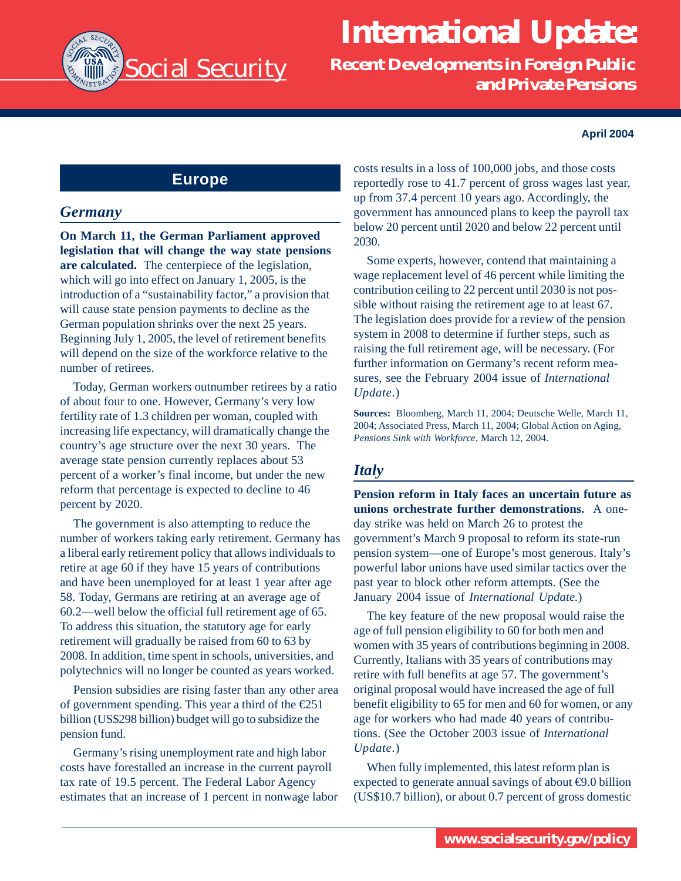# International Update: Recent Developments in Foreign Public and Private Pensions

Social Security

April 2004

## Europe

### *Germany*

**On March 11, the German Parliament approved legislation that will change the way state pensions are calculated.** The centerpiece of the legislation, which will go into effect on January 1, 2005, is the introduction of a "sustainability factor," a provision that will cause state pension payments to decline as the German population shrinks over the next 25 years. Beginning July 1, 2005, the level of retirement benefits will depend on the size of the workforce relative to the number of retirees.

Today, German workers outnumber retirees by a ratio of about four to one. However, Germany's very low fertility rate of 1.3 children per woman, coupled with increasing life expectancy, will dramatically change the country's age structure over the next 30 years. The average state pension currently replaces about 53 percent of a worker's final income, but under the new reform that percentage is expected to decline to 46 percent by 2020.

The government is also attempting to reduce the number of workers taking early retirement. Germany has a liberal early retirement policy that allows individuals to retire at age 60 if they have 15 years of contributions and have been unemployed for at least 1 year after age 58. Today, Germans are retiring at an average age of 60.2—well below the official full retirement age of 65. To address this situation, the statutory age for early retirement will gradually be raised from 60 to 63 by 2008. In addition, time spent in schools, universities, and polytechnics will no longer be counted as years worked.

Pension subsidies are rising faster than any other area of government spending. This year a third of the €251 billion (US$298 billion) budget will go to subsidize the pension fund.

Germany's rising unemployment rate and high labor costs have forestalled an increase in the current payroll tax rate of 19.5 percent. The Federal Labor Agency estimates that an increase of 1 percent in nonwage labor costs results in a loss of 100,000 jobs, and those costs reportedly rose to 41.7 percent of gross wages last year, up from 37.4 percent 10 years ago. Accordingly, the government has announced plans to keep the payroll tax below 20 percent until 2020 and below 22 percent until 2030.

Some experts, however, contend that maintaining a wage replacement level of 46 percent while limiting the contribution ceiling to 22 percent until 2030 is not possible without raising the retirement age to at least 67. The legislation does provide for a review of the pension system in 2008 to determine if further steps, such as raising the full retirement age, will be necessary. (For further information on Germany's recent reform measures, see the February 2004 issue of *International Update*.)

**Sources:** Bloomberg, March 11, 2004; Deutsche Welle, March 11, 2004; Associated Press, March 11, 2004; Global Action on Aging, *Pensions Sink with Workforce*, March 12, 2004.

### *Italy*

**Pension reform in Italy faces an uncertain future as unions orchestrate further demonstrations.** A one-day strike was held on March 26 to protest the government's March 9 proposal to reform its state-run pension system—one of Europe's most generous. Italy's powerful labor unions have used similar tactics over the past year to block other reform attempts. (See the January 2004 issue of *International Update.*)

The key feature of the new proposal would raise the age of full pension eligibility to 60 for both men and women with 35 years of contributions beginning in 2008. Currently, Italians with 35 years of contributions may retire with full benefits at age 57. The government's original proposal would have increased the age of full benefit eligibility to 65 for men and 60 for women, or any age for workers who had made 40 years of contributions. (See the October 2003 issue of *International Update*.)

When fully implemented, this latest reform plan is expected to generate annual savings of about €9.0 billion (US$10.7 billion), or about 0.7 percent of gross domestic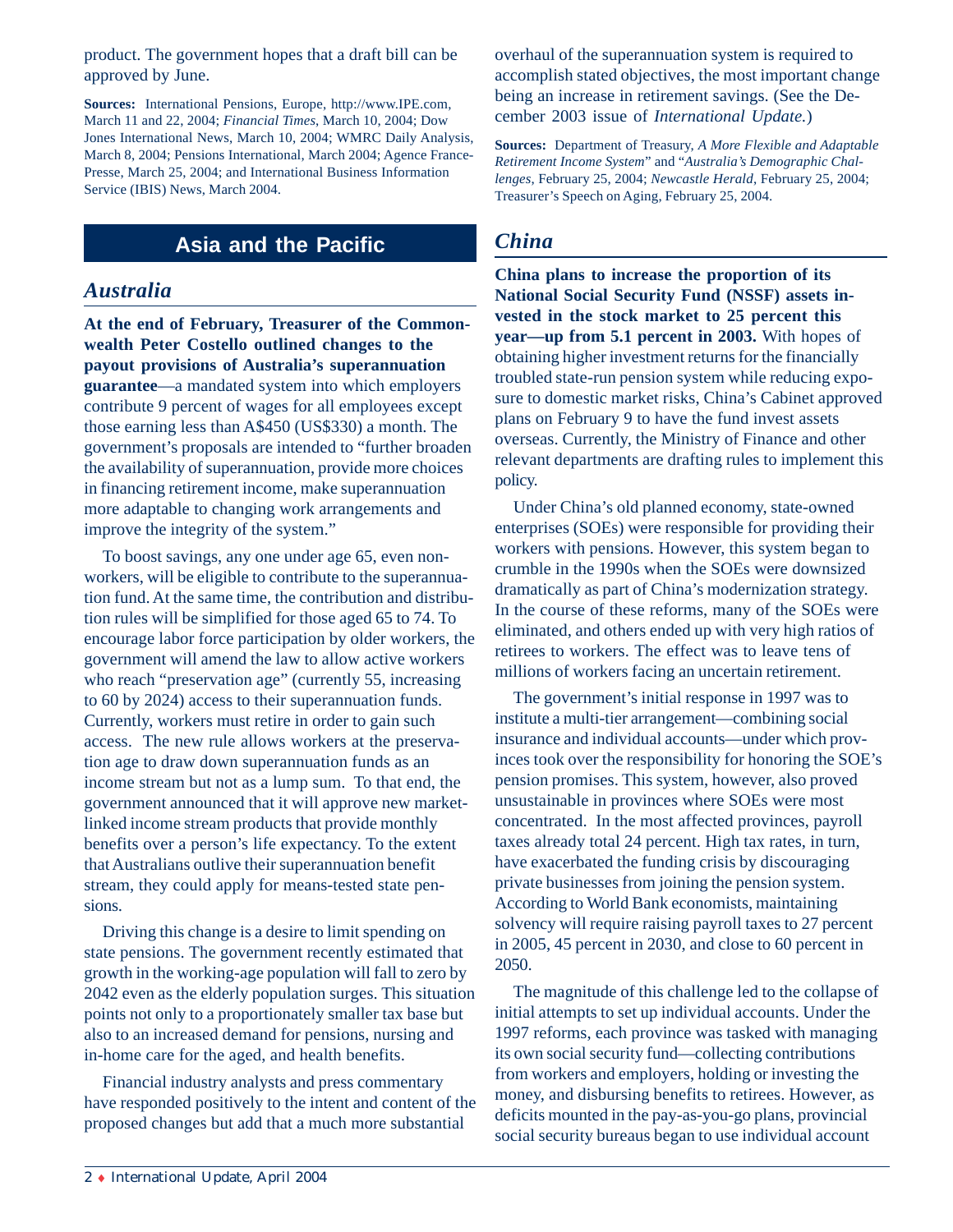product. The government hopes that a draft bill can be approved by June.

**Sources:** International Pensions, Europe, http://www.IPE.com, March 11 and 22, 2004; *Financial Times*, March 10, 2004; Dow Jones International News, March 10, 2004; WMRC Daily Analysis, March 8, 2004; Pensions International, March 2004; Agence France-Presse, March 25, 2004; and International Business Information Service (IBIS) News, March 2004.

# Asia and the Pacific

## *Australia*

**At the end of February, Treasurer of the Commonwealth Peter Costello outlined changes to the payout provisions of Australia's superannuation guarantee**—a mandated system into which employers contribute 9 percent of wages for all employees except those earning less than A$450 (US$330) a month. The government's proposals are intended to "further broaden the availability of superannuation, provide more choices in financing retirement income, make superannuation more adaptable to changing work arrangements and improve the integrity of the system."

To boost savings, any one under age 65, even non-workers, will be eligible to contribute to the superannuation fund. At the same time, the contribution and distribution rules will be simplified for those aged 65 to 74. To encourage labor force participation by older workers, the government will amend the law to allow active workers who reach "preservation age" (currently 55, increasing to 60 by 2024) access to their superannuation funds. Currently, workers must retire in order to gain such access. The new rule allows workers at the preservation age to draw down superannuation funds as an income stream but not as a lump sum. To that end, the government announced that it will approve new market-linked income stream products that provide monthly benefits over a person's life expectancy. To the extent that Australians outlive their superannuation benefit stream, they could apply for means-tested state pensions.

Driving this change is a desire to limit spending on state pensions. The government recently estimated that growth in the working-age population will fall to zero by 2042 even as the elderly population surges. This situation points not only to a proportionately smaller tax base but also to an increased demand for pensions, nursing and in-home care for the aged, and health benefits.

Financial industry analysts and press commentary have responded positively to the intent and content of the proposed changes but add that a much more substantial overhaul of the superannuation system is required to accomplish stated objectives, the most important change being an increase in retirement savings. (See the December 2003 issue of *International Update.*)

**Sources:** Department of Treasury, *A More Flexible and Adaptable Retirement Income System*" and "*Australia's Demographic Challenges*, February 25, 2004; *Newcastle Herald*, February 25, 2004; Treasurer's Speech on Aging, February 25, 2004.

## *China*

**China plans to increase the proportion of its National Social Security Fund (NSSF) assets invested in the stock market to 25 percent this year—up from 5.1 percent in 2003.** With hopes of obtaining higher investment returns for the financially troubled state-run pension system while reducing exposure to domestic market risks, China's Cabinet approved plans on February 9 to have the fund invest assets overseas. Currently, the Ministry of Finance and other relevant departments are drafting rules to implement this policy.

Under China's old planned economy, state-owned enterprises (SOEs) were responsible for providing their workers with pensions. However, this system began to crumble in the 1990s when the SOEs were downsized dramatically as part of China's modernization strategy. In the course of these reforms, many of the SOEs were eliminated, and others ended up with very high ratios of retirees to workers. The effect was to leave tens of millions of workers facing an uncertain retirement.

The government's initial response in 1997 was to institute a multi-tier arrangement—combining social insurance and individual accounts—under which provinces took over the responsibility for honoring the SOE's pension promises. This system, however, also proved unsustainable in provinces where SOEs were most concentrated. In the most affected provinces, payroll taxes already total 24 percent. High tax rates, in turn, have exacerbated the funding crisis by discouraging private businesses from joining the pension system. According to World Bank economists, maintaining solvency will require raising payroll taxes to 27 percent in 2005, 45 percent in 2030, and close to 60 percent in 2050.

The magnitude of this challenge led to the collapse of initial attempts to set up individual accounts. Under the 1997 reforms, each province was tasked with managing its own social security fund—collecting contributions from workers and employers, holding or investing the money, and disbursing benefits to retirees. However, as deficits mounted in the pay-as-you-go plans, provincial social security bureaus began to use individual account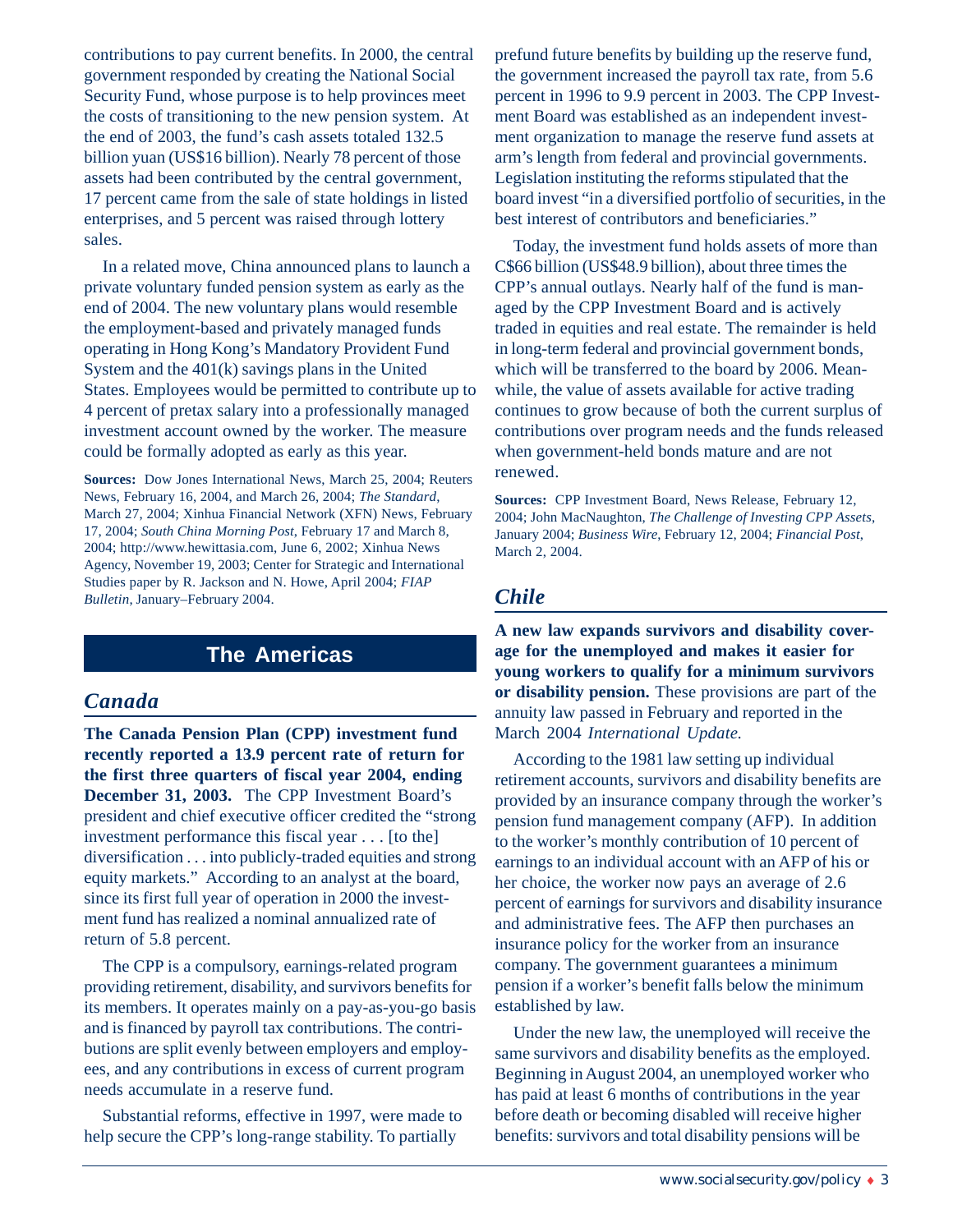contributions to pay current benefits. In 2000, the central government responded by creating the National Social Security Fund, whose purpose is to help provinces meet the costs of transitioning to the new pension system. At the end of 2003, the fund's cash assets totaled 132.5 billion yuan (US$16 billion). Nearly 78 percent of those assets had been contributed by the central government, 17 percent came from the sale of state holdings in listed enterprises, and 5 percent was raised through lottery sales.

In a related move, China announced plans to launch a private voluntary funded pension system as early as the end of 2004. The new voluntary plans would resemble the employment-based and privately managed funds operating in Hong Kong's Mandatory Provident Fund System and the 401(k) savings plans in the United States. Employees would be permitted to contribute up to 4 percent of pretax salary into a professionally managed investment account owned by the worker. The measure could be formally adopted as early as this year.

**Sources:** Dow Jones International News, March 25, 2004; Reuters News, February 16, 2004, and March 26, 2004; *The Standard*, March 27, 2004; Xinhua Financial Network (XFN) News, February 17, 2004; *South China Morning Post*, February 17 and March 8, 2004; http://www.hewittasia.com, June 6, 2002; Xinhua News Agency, November 19, 2003; Center for Strategic and International Studies paper by R. Jackson and N. Howe, April 2004; *FIAP Bulletin*, January–February 2004.

# The Americas

## *Canada*

**The Canada Pension Plan (CPP) investment fund recently reported a 13.9 percent rate of return for the first three quarters of fiscal year 2004, ending December 31, 2003.** The CPP Investment Board's president and chief executive officer credited the "strong investment performance this fiscal year . . . [to the] diversification . . . into publicly-traded equities and strong equity markets." According to an analyst at the board, since its first full year of operation in 2000 the investment fund has realized a nominal annualized rate of return of 5.8 percent.

The CPP is a compulsory, earnings-related program providing retirement, disability, and survivors benefits for its members. It operates mainly on a pay-as-you-go basis and is financed by payroll tax contributions. The contributions are split evenly between employers and employees, and any contributions in excess of current program needs accumulate in a reserve fund.

Substantial reforms, effective in 1997, were made to help secure the CPP's long-range stability. To partially prefund future benefits by building up the reserve fund, the government increased the payroll tax rate, from 5.6 percent in 1996 to 9.9 percent in 2003. The CPP Investment Board was established as an independent investment organization to manage the reserve fund assets at arm's length from federal and provincial governments. Legislation instituting the reforms stipulated that the board invest "in a diversified portfolio of securities, in the best interest of contributors and beneficiaries."

Today, the investment fund holds assets of more than C$66 billion (US$48.9 billion), about three times the CPP's annual outlays. Nearly half of the fund is managed by the CPP Investment Board and is actively traded in equities and real estate. The remainder is held in long-term federal and provincial government bonds, which will be transferred to the board by 2006. Meanwhile, the value of assets available for active trading continues to grow because of both the current surplus of contributions over program needs and the funds released when government-held bonds mature and are not renewed.

**Sources:** CPP Investment Board, News Release, February 12, 2004; John MacNaughton, *The Challenge of Investing CPP Assets*, January 2004; *Business Wire*, February 12, 2004; *Financial Post*, March 2, 2004.

## *Chile*

**A new law expands survivors and disability coverage for the unemployed and makes it easier for young workers to qualify for a minimum survivors or disability pension.** These provisions are part of the annuity law passed in February and reported in the March 2004 *International Update.*

According to the 1981 law setting up individual retirement accounts, survivors and disability benefits are provided by an insurance company through the worker's pension fund management company (AFP). In addition to the worker's monthly contribution of 10 percent of earnings to an individual account with an AFP of his or her choice, the worker now pays an average of 2.6 percent of earnings for survivors and disability insurance and administrative fees. The AFP then purchases an insurance policy for the worker from an insurance company. The government guarantees a minimum pension if a worker's benefit falls below the minimum established by law.

Under the new law, the unemployed will receive the same survivors and disability benefits as the employed. Beginning in August 2004, an unemployed worker who has paid at least 6 months of contributions in the year before death or becoming disabled will receive higher benefits: survivors and total disability pensions will be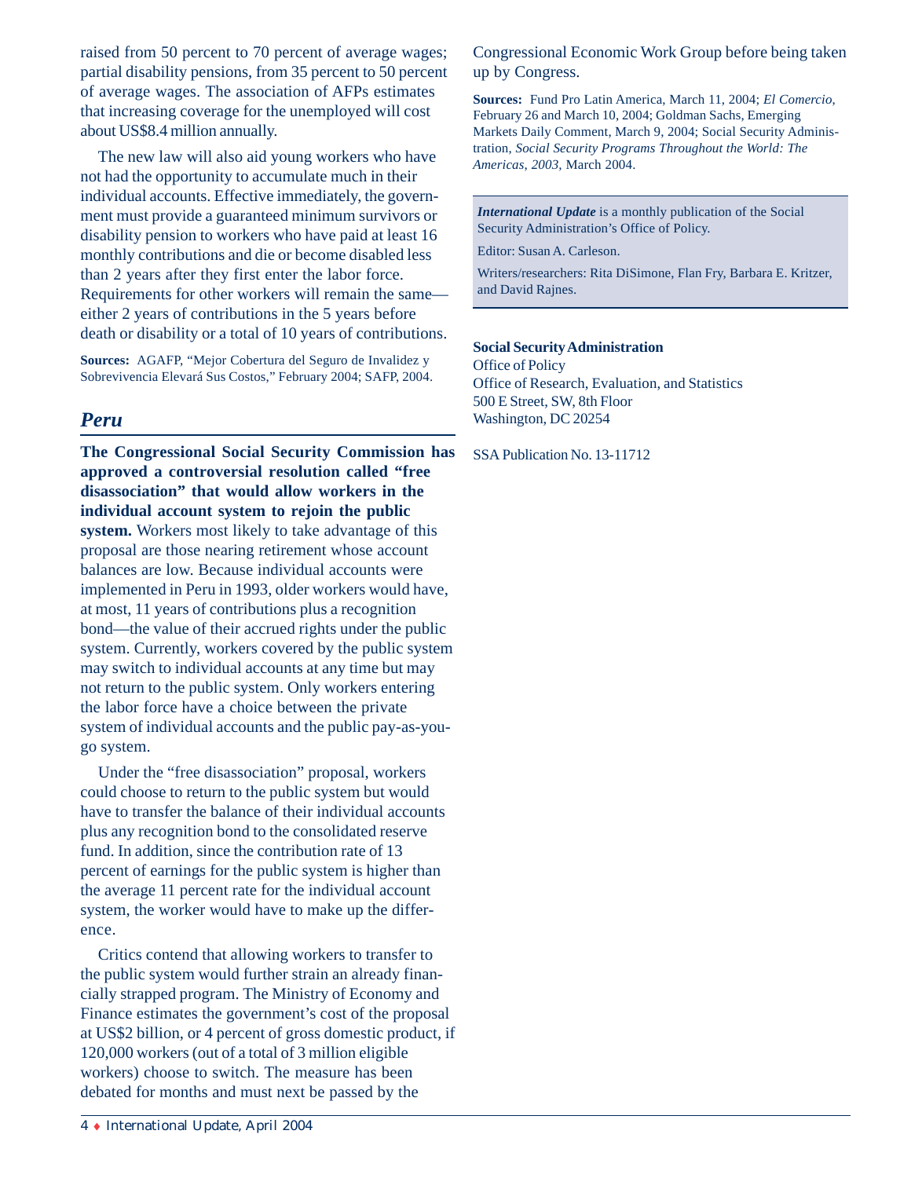raised from 50 percent to 70 percent of average wages; partial disability pensions, from 35 percent to 50 percent of average wages. The association of AFPs estimates that increasing coverage for the unemployed will cost about US$8.4 million annually.

The new law will also aid young workers who have not had the opportunity to accumulate much in their individual accounts. Effective immediately, the government must provide a guaranteed minimum survivors or disability pension to workers who have paid at least 16 monthly contributions and die or become disabled less than 2 years after they first enter the labor force. Requirements for other workers will remain the same—either 2 years of contributions in the 5 years before death or disability or a total of 10 years of contributions.

**Sources:** AGAFP, "Mejor Cobertura del Seguro de Invalidez y Sobrevivencia Elevará Sus Costos," February 2004; SAFP, 2004.

## *Peru*

**The Congressional Social Security Commission has approved a controversial resolution called "free disassociation" that would allow workers in the individual account system to rejoin the public system.** Workers most likely to take advantage of this proposal are those nearing retirement whose account balances are low. Because individual accounts were implemented in Peru in 1993, older workers would have, at most, 11 years of contributions plus a recognition bond—the value of their accrued rights under the public system. Currently, workers covered by the public system may switch to individual accounts at any time but may not return to the public system. Only workers entering the labor force have a choice between the private system of individual accounts and the public pay-as-you-go system.

Under the "free disassociation" proposal, workers could choose to return to the public system but would have to transfer the balance of their individual accounts plus any recognition bond to the consolidated reserve fund. In addition, since the contribution rate of 13 percent of earnings for the public system is higher than the average 11 percent rate for the individual account system, the worker would have to make up the difference.

Critics contend that allowing workers to transfer to the public system would further strain an already financially strapped program. The Ministry of Economy and Finance estimates the government's cost of the proposal at US$2 billion, or 4 percent of gross domestic product, if 120,000 workers (out of a total of 3 million eligible workers) choose to switch. The measure has been debated for months and must next be passed by the Congressional Economic Work Group before being taken up by Congress.

**Sources:** Fund Pro Latin America, March 11, 2004; *El Comercio*, February 26 and March 10, 2004; Goldman Sachs, Emerging Markets Daily Comment, March 9, 2004; Social Security Administration, *Social Security Programs Throughout the World: The Americas, 2003*, March 2004.

***International Update*** is a monthly publication of the Social Security Administration's Office of Policy.

Editor: Susan A. Carleson.

Writers/researchers: Rita DiSimone, Flan Fry, Barbara E. Kritzer, and David Rajnes.

**Social Security Administration**
Office of Policy
Office of Research, Evaluation, and Statistics
500 E Street, SW, 8th Floor
Washington, DC 20254

SSA Publication No. 13-11712